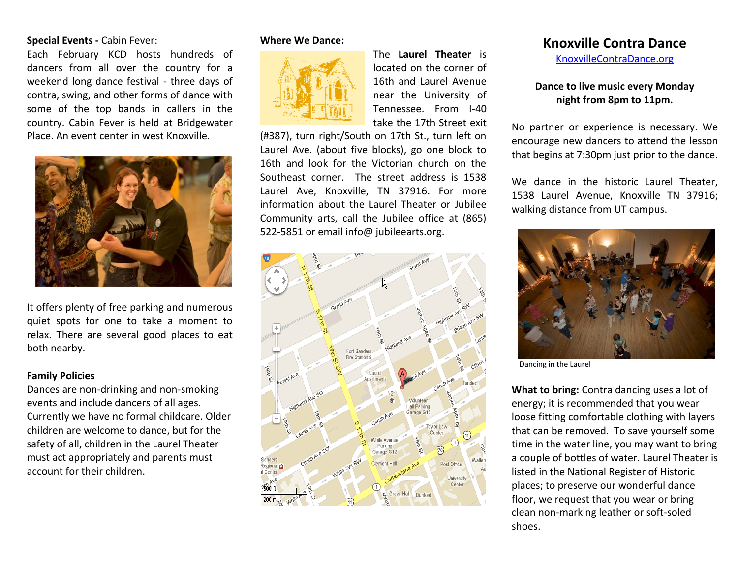**Special Events -** Cabin Fever:

Each February KCD hosts hundreds of dancers from all over the country for a weekend long dance festival - three days of contra, swing, and other forms of dance with some of the top bands in callers in the country. Cabin Fever is held at Bridgewater Place. An event center in west Knoxville.

It offers plenty of free parking and numerous quiet spots for one to take a moment to relax. There are several good places to eat both nearby.

**Family Policies**

Dances are non-drinking and non-smoking events and include dancers of all ages. Currently we have no formal childcare. Older children are welcome to dance, but for the safety of all, children in the Laurel Theater must act appropriately and parents must account for their children.

**Where We Dance:**

The **Laurel Theater** is located on the corner of 16th and Laurel Avenue near the University of Tennessee. From I-40 take the 17th Street exit (#387), turn right/South on 17th St., turn left on Laurel Ave. (about five blocks), go one block to 16th and look for the Victorian church on the Southeast corner. The street address is 1538 Laurel Ave, Knoxville, TN 37916. For more information about the Laurel Theater or Jubilee Community arts, call the Jubilee office at (865) 522-5851 or email info@ jubileearts.org.

# Knoxville Contra Dance

[KnoxvilleContraDance.org](KnoxvilleContraDance.org)

**Dance to live music every Monday night from 8pm to 11pm.**

No partner or experience is necessary. We encourage new dancers to attend the lesson that begins at 7:30pm just prior to the dance.

We dance in the historic Laurel Theater, 1538 Laurel Avenue, Knoxville TN 37916; walking distance from UT campus.

Dancing in the Laurel

**What to bring:** Contra dancing uses a lot of energy; it is recommended that you wear loose fitting comfortable clothing with layers that can be removed. To save yourself some time in the water line, you may want to bring a couple of bottles of water. Laurel Theater is listed in the National Register of Historic places; to preserve our wonderful dance floor, we request that you wear or bring clean non-marking leather or soft-soled shoes.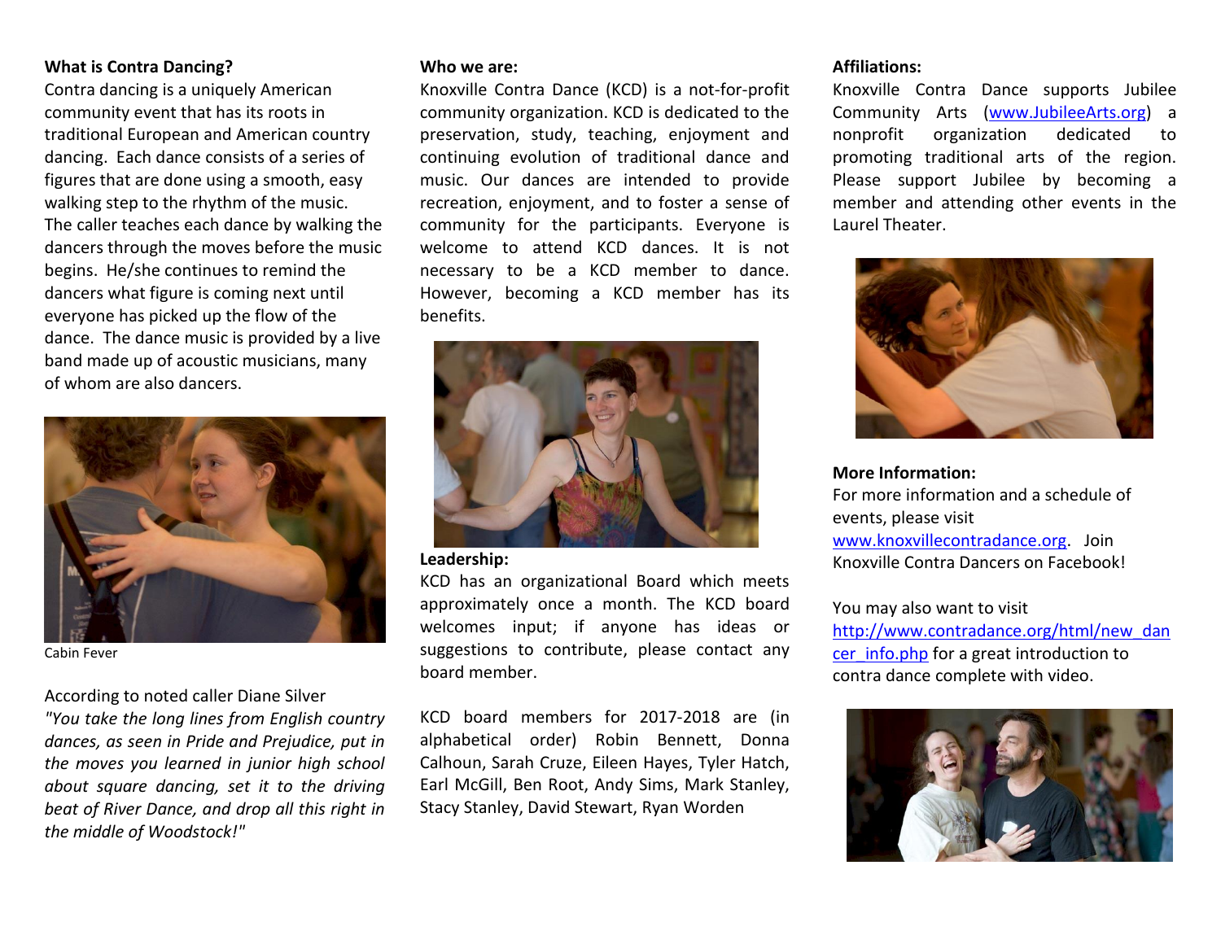**What is Contra Dancing?**

Contra dancing is a uniquely American community event that has its roots in traditional European and American country dancing. Each dance consists of a series of figures that are done using a smooth, easy walking step to the rhythm of the music. The caller teaches each dance by walking the dancers through the moves before the music begins. He/she continues to remind the dancers what figure is coming next until everyone has picked up the flow of the dance. The dance music is provided by a live band made up of acoustic musicians, many of whom are also dancers.

Cabin Fever

According to noted caller Diane Silver

*"You take the long lines from English country dances, as seen in Pride and Prejudice, put in the moves you learned in junior high school about square dancing, set it to the driving beat of River Dance, and drop all this right in the middle of Woodstock!"*

**Who we are:**

Knoxville Contra Dance (KCD) is a not-for-profit community organization. KCD is dedicated to the preservation, study, teaching, enjoyment and continuing evolution of traditional dance and music. Our dances are intended to provide recreation, enjoyment, and to foster a sense of community for the participants. Everyone is welcome to attend KCD dances. It is not necessary to be a KCD member to dance. However, becoming a KCD member has its benefits.

**Leadership:**

KCD has an organizational Board which meets approximately once a month. The KCD board welcomes input; if anyone has ideas or suggestions to contribute, please contact any board member.

KCD board members for 2017-2018 are (in alphabetical order) Robin Bennett, Donna Calhoun, Sarah Cruze, Eileen Hayes, Tyler Hatch, Earl McGill, Ben Root, Andy Sims, Mark Stanley, Stacy Stanley, David Stewart, Ryan Worden

**Affiliations:**

Knoxville Contra Dance supports Jubilee Community Arts (www.JubileeArts.org) a nonprofit organization dedicated to promoting traditional arts of the region. Please support Jubilee by becoming a member and attending other events in the Laurel Theater.

**More Information:**

For more information and a schedule of events, please visit www.knoxvillecontradance.org. Join Knoxville Contra Dancers on Facebook!

You may also want to visit http://www.contradance.org/html/new_dancer_info.php for a great introduction to contra dance complete with video.